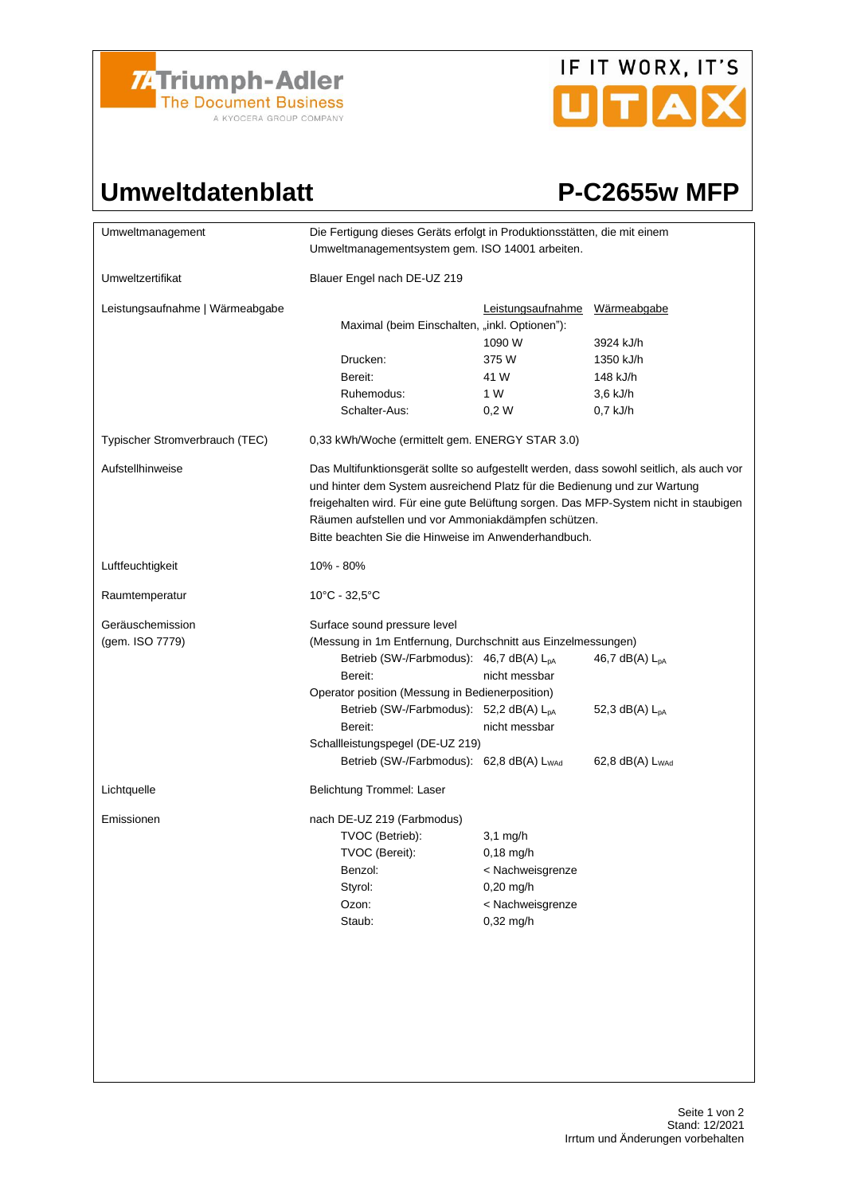Triumph-Adler
The Document Business
A KYOCERA GROUP COMPANY

IF IT WORX, IT'S UTAX

# Umweltdatenblatt

# P-C2655w MFP

| | |
|---|---|
| Umweltmanagement | Die Fertigung dieses Geräts erfolgt in Produktionsstätten, die mit einem Umweltmanagementsystem gem. ISO 14001 arbeiten. |
| Umweltzertifikat | Blauer Engel nach DE-UZ 219 |

**Leistungsaufnahme | Wärmeabgabe**

| | Leistungsaufnahme | Wärmeabgabe |
|---|---|---|
| Maximal (beim Einschalten, „inkl. Optionen"): | 1090 W | 3924 kJ/h |
| Drucken: | 375 W | 1350 kJ/h |
| Bereit: | 41 W | 148 kJ/h |
| Ruhemodus: | 1 W | 3,6 kJ/h |
| Schalter-Aus: | 0,2 W | 0,7 kJ/h |

| | |
|---|---|
| Typischer Stromverbrauch (TEC) | 0,33 kWh/Woche (ermittelt gem. ENERGY STAR 3.0) |
| Aufstellhinweise | Das Multifunktionsgerät sollte so aufgestellt werden, dass sowohl seitlich, als auch vor und hinter dem System ausreichend Platz für die Bedienung und zur Wartung freigehalten wird. Für eine gute Belüftung sorgen. Das MFP-System nicht in staubigen Räumen aufstellen und vor Ammoniakdämpfen schützen. Bitte beachten Sie die Hinweise im Anwenderhandbuch. |
| Luftfeuchtigkeit | 10% - 80% |
| Raumtemperatur | 10°C - 32,5°C |

**Geräuschemission (gem. ISO 7779)**

| | | |
|---|---|---|
| Surface sound pressure level (Messung in 1m Entfernung, Durchschnitt aus Einzelmessungen) | | |
| Betrieb (SW-/Farbmodus): | 46,7 dB(A) $L_{pA}$ | 46,7 dB(A) $L_{pA}$ |
| Bereit: | nicht messbar | |
| Operator position (Messung in Bedienerposition) | | |
| Betrieb (SW-/Farbmodus): | 52,2 dB(A) $L_{pA}$ | 52,3 dB(A) $L_{pA}$ |
| Bereit: | nicht messbar | |
| Schallleistungspegel (DE-UZ 219) | | |
| Betrieb (SW-/Farbmodus): | 62,8 dB(A) $L_{WAd}$ | 62,8 dB(A) $L_{WAd}$ |

| | |
|---|---|
| Lichtquelle | Belichtung Trommel: Laser |

**Emissionen** – nach DE-UZ 219 (Farbmodus)

| | |
|---|---|
| TVOC (Betrieb): | 3,1 mg/h |
| TVOC (Bereit): | 0,18 mg/h |
| Benzol: | < Nachweisgrenze |
| Styrol: | 0,20 mg/h |
| Ozon: | < Nachweisgrenze |
| Staub: | 0,32 mg/h |

Stand: 12/2021
Irrtum und Änderungen vorbehalten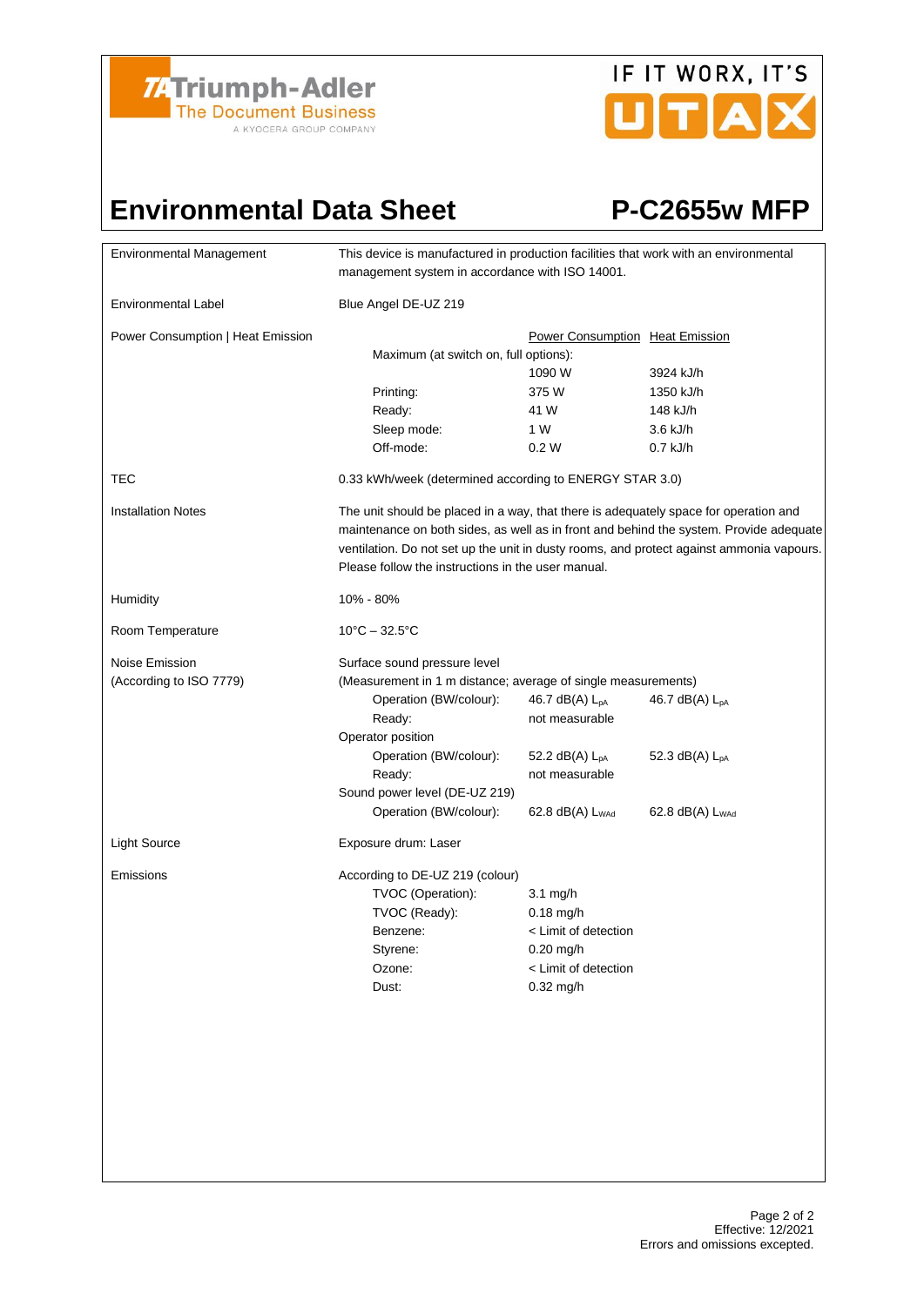Triumph-Adler
The Document Business
A KYOCERA GROUP COMPANY

IF IT WORX, IT'S UTAX

# Environmental Data Sheet

# P-C2655w MFP

| | | | |
|---|---|---|---|
| Environmental Management | This device is manufactured in production facilities that work with an environmental management system in accordance with ISO 14001. | | |
| Environmental Label | Blue Angel DE-UZ 219 | | |
| Power Consumption \| Heat Emission | | Power Consumption | Heat Emission |
| | Maximum (at switch on, full options): | 1090 W | 3924 kJ/h |
| | Printing: | 375 W | 1350 kJ/h |
| | Ready: | 41 W | 148 kJ/h |
| | Sleep mode: | 1 W | 3.6 kJ/h |
| | Off-mode: | 0.2 W | 0.7 kJ/h |
| TEC | 0.33 kWh/week (determined according to ENERGY STAR 3.0) | | |
| Installation Notes | The unit should be placed in a way, that there is adequately space for operation and maintenance on both sides, as well as in front and behind the system. Provide adequate ventilation. Do not set up the unit in dusty rooms, and protect against ammonia vapours. Please follow the instructions in the user manual. | | |
| Humidity | 10% - 80% | | |
| Room Temperature | 10°C – 32.5°C | | |
| Noise Emission (According to ISO 7779) | Surface sound pressure level (Measurement in 1 m distance; average of single measurements) | | |
| | Operation (BW/colour): | 46.7 dB(A) $L_{pA}$ | 46.7 dB(A) $L_{pA}$ |
| | Ready: | not measurable | |
| | Operator position | | |
| | Operation (BW/colour): | 52.2 dB(A) $L_{pA}$ | 52.3 dB(A) $L_{pA}$ |
| | Ready: | not measurable | |
| | Sound power level (DE-UZ 219) | | |
| | Operation (BW/colour): | 62.8 dB(A) $L_{WAd}$ | 62.8 dB(A) $L_{WAd}$ |
| Light Source | Exposure drum: Laser | | |
| Emissions | According to DE-UZ 219 (colour) | | |
| | TVOC (Operation): | 3.1 mg/h | |
| | TVOC (Ready): | 0.18 mg/h | |
| | Benzene: | < Limit of detection | |
| | Styrene: | 0.20 mg/h | |
| | Ozone: | < Limit of detection | |
| | Dust: | 0.32 mg/h | |

Effective: 12/2021
Errors and omissions excepted.